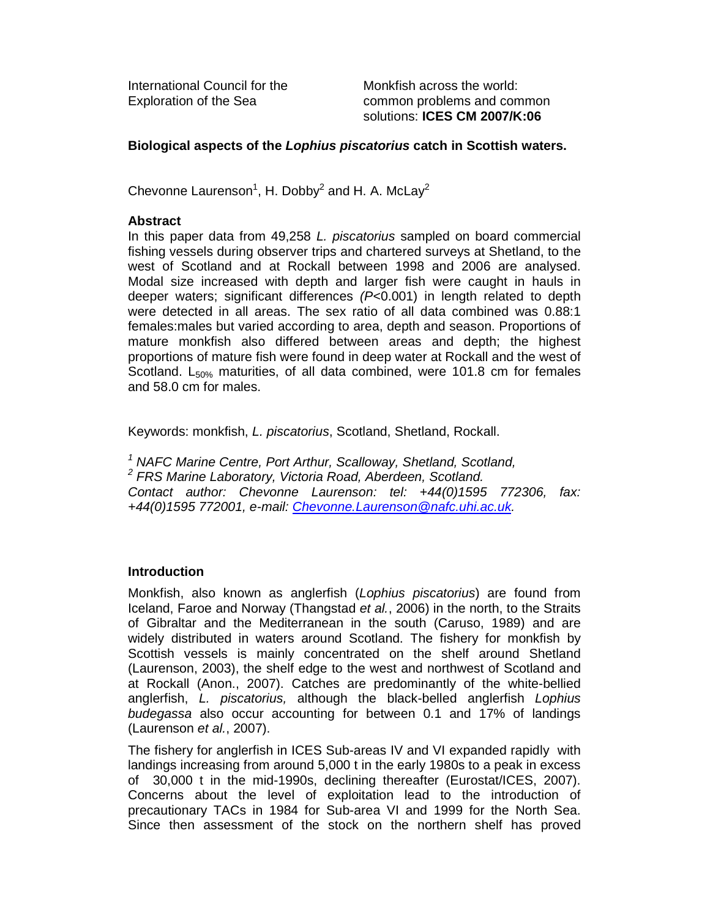International Council for the Exploration of the Sea

Monkfish across the world: common problems and common solutions: **ICES CM 2007/K:06**

## Biological aspects of the *Lophius piscatorius* catch in Scottish waters.

Chevonne Laurenson[1], H. Dobby[2] and H. A. McLay[2]

### Abstract

In this paper data from 49,258 *L. piscatorius* sampled on board commercial fishing vessels during observer trips and chartered surveys at Shetland, to the west of Scotland and at Rockall between 1998 and 2006 are analysed. Modal size increased with depth and larger fish were caught in hauls in deeper waters; significant differences *(P*<0.001) in length related to depth were detected in all areas. The sex ratio of all data combined was 0.88:1 females:males but varied according to area, depth and season. Proportions of mature monkfish also differed between areas and depth; the highest proportions of mature fish were found in deep water at Rockall and the west of Scotland. $L_{50\%}$ maturities, of all data combined, were 101.8 cm for females and 58.0 cm for males.

Keywords: monkfish, *L. piscatorius*, Scotland, Shetland, Rockall.

*[1] NAFC Marine Centre, Port Arthur, Scalloway, Shetland, Scotland,*
*[2] FRS Marine Laboratory, Victoria Road, Aberdeen, Scotland.*
*Contact author: Chevonne Laurenson: tel: +44(0)1595 772306, fax: +44(0)1595 772001, e-mail: Chevonne.Laurenson@nafc.uhi.ac.uk.*

### Introduction

Monkfish, also known as anglerfish (*Lophius piscatorius*) are found from Iceland, Faroe and Norway (Thangstad *et al.*, 2006) in the north, to the Straits of Gibraltar and the Mediterranean in the south (Caruso, 1989) and are widely distributed in waters around Scotland. The fishery for monkfish by Scottish vessels is mainly concentrated on the shelf around Shetland (Laurenson, 2003), the shelf edge to the west and northwest of Scotland and at Rockall (Anon., 2007). Catches are predominantly of the white-bellied anglerfish, *L. piscatorius,* although the black-belled anglerfish *Lophius budegassa* also occur accounting for between 0.1 and 17% of landings (Laurenson *et al.*, 2007).

The fishery for anglerfish in ICES Sub-areas IV and VI expanded rapidly with landings increasing from around 5,000 t in the early 1980s to a peak in excess of 30,000 t in the mid-1990s, declining thereafter (Eurostat/ICES, 2007). Concerns about the level of exploitation lead to the introduction of precautionary TACs in 1984 for Sub-area VI and 1999 for the North Sea. Since then assessment of the stock on the northern shelf has proved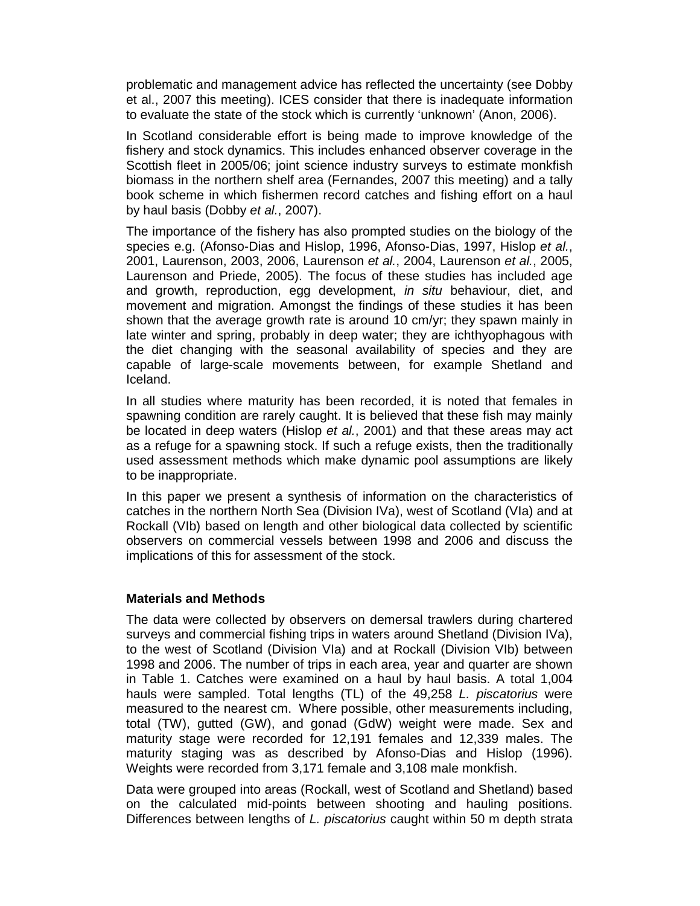problematic and management advice has reflected the uncertainty (see Dobby et al., 2007 this meeting). ICES consider that there is inadequate information to evaluate the state of the stock which is currently 'unknown' (Anon, 2006).

In Scotland considerable effort is being made to improve knowledge of the fishery and stock dynamics. This includes enhanced observer coverage in the Scottish fleet in 2005/06; joint science industry surveys to estimate monkfish biomass in the northern shelf area (Fernandes, 2007 this meeting) and a tally book scheme in which fishermen record catches and fishing effort on a haul by haul basis (Dobby *et al.*, 2007).

The importance of the fishery has also prompted studies on the biology of the species e.g. (Afonso-Dias and Hislop, 1996, Afonso-Dias, 1997, Hislop *et al.*, 2001, Laurenson, 2003, 2006, Laurenson *et al.*, 2004, Laurenson *et al.*, 2005, Laurenson and Priede, 2005). The focus of these studies has included age and growth, reproduction, egg development, *in situ* behaviour, diet, and movement and migration. Amongst the findings of these studies it has been shown that the average growth rate is around 10 cm/yr; they spawn mainly in late winter and spring, probably in deep water; they are ichthyophagous with the diet changing with the seasonal availability of species and they are capable of large-scale movements between, for example Shetland and Iceland.

In all studies where maturity has been recorded, it is noted that females in spawning condition are rarely caught. It is believed that these fish may mainly be located in deep waters (Hislop *et al.*, 2001) and that these areas may act as a refuge for a spawning stock. If such a refuge exists, then the traditionally used assessment methods which make dynamic pool assumptions are likely to be inappropriate.

In this paper we present a synthesis of information on the characteristics of catches in the northern North Sea (Division IVa), west of Scotland (VIa) and at Rockall (VIb) based on length and other biological data collected by scientific observers on commercial vessels between 1998 and 2006 and discuss the implications of this for assessment of the stock.

## Materials and Methods

The data were collected by observers on demersal trawlers during chartered surveys and commercial fishing trips in waters around Shetland (Division IVa), to the west of Scotland (Division VIa) and at Rockall (Division VIb) between 1998 and 2006. The number of trips in each area, year and quarter are shown in Table 1. Catches were examined on a haul by haul basis. A total 1,004 hauls were sampled. Total lengths (TL) of the 49,258 *L. piscatorius* were measured to the nearest cm. Where possible, other measurements including, total (TW), gutted (GW), and gonad (GdW) weight were made. Sex and maturity stage were recorded for 12,191 females and 12,339 males. The maturity staging was as described by Afonso-Dias and Hislop (1996). Weights were recorded from 3,171 female and 3,108 male monkfish.

Data were grouped into areas (Rockall, west of Scotland and Shetland) based on the calculated mid-points between shooting and hauling positions. Differences between lengths of *L. piscatorius* caught within 50 m depth strata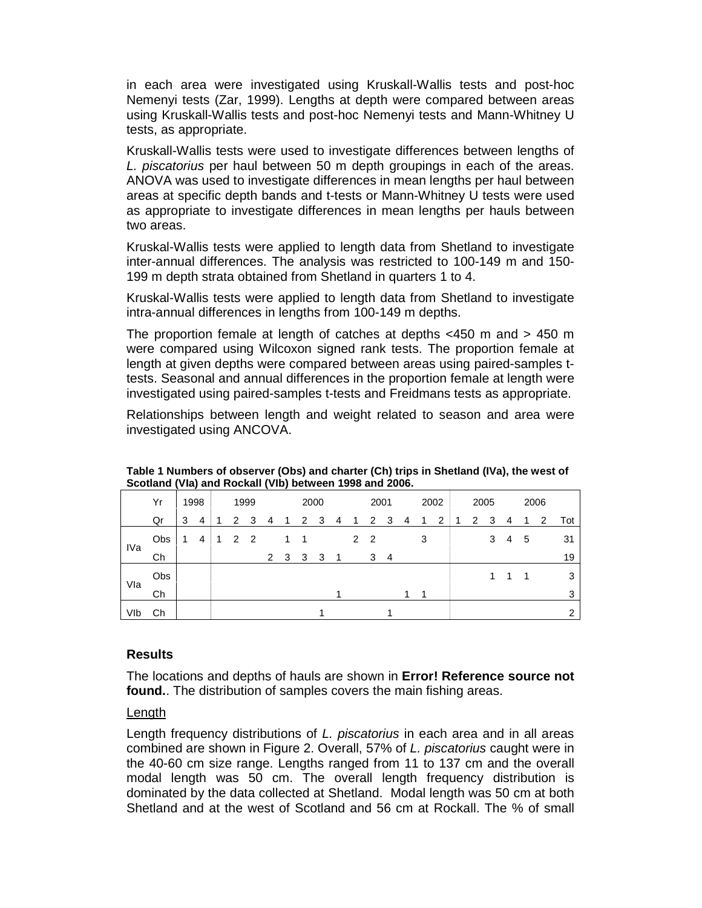in each area were investigated using Kruskall-Wallis tests and post-hoc Nemenyi tests (Zar, 1999). Lengths at depth were compared between areas using Kruskall-Wallis tests and post-hoc Nemenyi tests and Mann-Whitney U tests, as appropriate.

Kruskall-Wallis tests were used to investigate differences between lengths of *L. piscatorius* per haul between 50 m depth groupings in each of the areas. ANOVA was used to investigate differences in mean lengths per haul between areas at specific depth bands and t-tests or Mann-Whitney U tests were used as appropriate to investigate differences in mean lengths per hauls between two areas.

Kruskal-Wallis tests were applied to length data from Shetland to investigate inter-annual differences. The analysis was restricted to 100-149 m and 150-199 m depth strata obtained from Shetland in quarters 1 to 4.

Kruskal-Wallis tests were applied to length data from Shetland to investigate intra-annual differences in lengths from 100-149 m depths.

The proportion female at length of catches at depths <450 m and > 450 m were compared using Wilcoxon signed rank tests. The proportion female at length at given depths were compared between areas using paired-samples t-tests. Seasonal and annual differences in the proportion female at length were investigated using paired-samples t-tests and Freidmans tests as appropriate.

Relationships between length and weight related to season and area were investigated using ANCOVA.

**Table 1 Numbers of observer (Obs) and charter (Ch) trips in Shetland (IVa), the west of Scotland (VIa) and Rockall (VIb) between 1998 and 2006.**

| | Yr | 1998 | | 1999 | | | | 2000 | | | | 2001 | | | | 2002 | | 2005 | | | | 2006 | | |
|---|---|---|---|---|---|---|---|---|---|---|---|---|---|---|---|---|---|---|---|---|---|---|---|---|
| | Qr | 3 | 4 | 1 | 2 | 3 | 4 | 1 | 2 | 3 | 4 | 1 | 2 | 3 | 4 | 1 | 2 | 1 | 2 | 3 | 4 | 1 | 2 | Tot |
| IVa | Obs | 1 | 4 | 1 | 2 | 2 | | 1 | 1 | | | 2 | 2 | | | 3 | | | | 3 | 4 | 5 | | 31 |
| | Ch | | | | | | 2 | 3 | 3 | 3 | 1 | | 3 | 4 | | | | | | | | | | 19 |
| VIa | Obs | | | | | | | | | | | | | | | | | | | 1 | 1 | 1 | | 3 |
| | Ch | | | | | | | | | | 1 | | | | 1 | 1 | | | | | | | | 3 |
| VIb | Ch | | | | | | | | | 1 | | | | 1 | | | | | | | | | | 2 |

## Results

The locations and depths of hauls are shown in **Error! Reference source not found.**. The distribution of samples covers the main fishing areas.

Length

Length frequency distributions of *L. piscatorius* in each area and in all areas combined are shown in Figure 2. Overall, 57% of *L. piscatorius* caught were in the 40-60 cm size range. Lengths ranged from 11 to 137 cm and the overall modal length was 50 cm. The overall length frequency distribution is dominated by the data collected at Shetland. Modal length was 50 cm at both Shetland and at the west of Scotland and 56 cm at Rockall. The % of small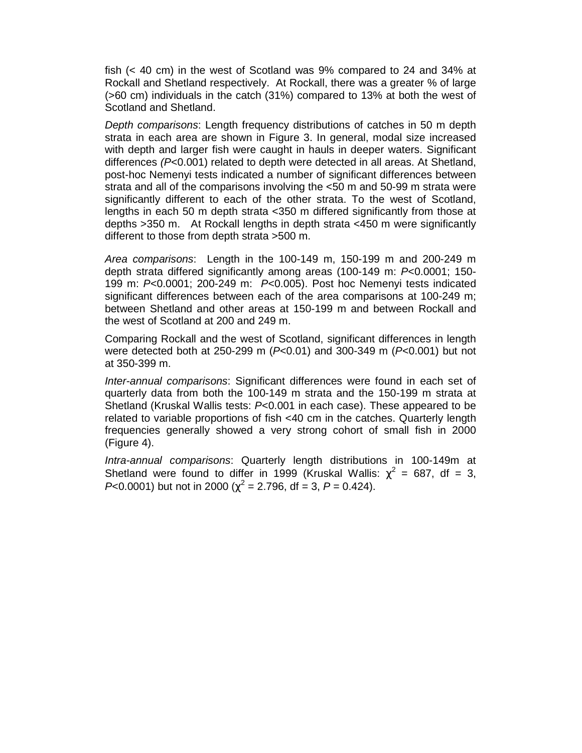fish (< 40 cm) in the west of Scotland was 9% compared to 24 and 34% at Rockall and Shetland respectively. At Rockall, there was a greater % of large (>60 cm) individuals in the catch (31%) compared to 13% at both the west of Scotland and Shetland.

*Depth comparisons*: Length frequency distributions of catches in 50 m depth strata in each area are shown in Figure 3. In general, modal size increased with depth and larger fish were caught in hauls in deeper waters. Significant differences ($P$<0.001) related to depth were detected in all areas. At Shetland, post-hoc Nemenyi tests indicated a number of significant differences between strata and all of the comparisons involving the <50 m and 50-99 m strata were significantly different to each of the other strata. To the west of Scotland, lengths in each 50 m depth strata <350 m differed significantly from those at depths >350 m. At Rockall lengths in depth strata <450 m were significantly different to those from depth strata >500 m.

*Area comparisons*: Length in the 100-149 m, 150-199 m and 200-249 m depth strata differed significantly among areas (100-149 m: $P$<0.0001; 150-199 m: $P$<0.0001; 200-249 m: $P$<0.005). Post hoc Nemenyi tests indicated significant differences between each of the area comparisons at 100-249 m; between Shetland and other areas at 150-199 m and between Rockall and the west of Scotland at 200 and 249 m.

Comparing Rockall and the west of Scotland, significant differences in length were detected both at 250-299 m ($P$<0.01) and 300-349 m ($P$<0.001) but not at 350-399 m.

*Inter-annual comparisons*: Significant differences were found in each set of quarterly data from both the 100-149 m strata and the 150-199 m strata at Shetland (Kruskal Wallis tests: $P$<0.001 in each case). These appeared to be related to variable proportions of fish <40 cm in the catches. Quarterly length frequencies generally showed a very strong cohort of small fish in 2000 (Figure 4).

*Intra-annual comparisons*: Quarterly length distributions in 100-149m at Shetland were found to differ in 1999 (Kruskal Wallis: $\chi^2$ = 687, df = 3, $P$<0.0001) but not in 2000 ($\chi^2$ = 2.796, df = 3, $P$ = 0.424).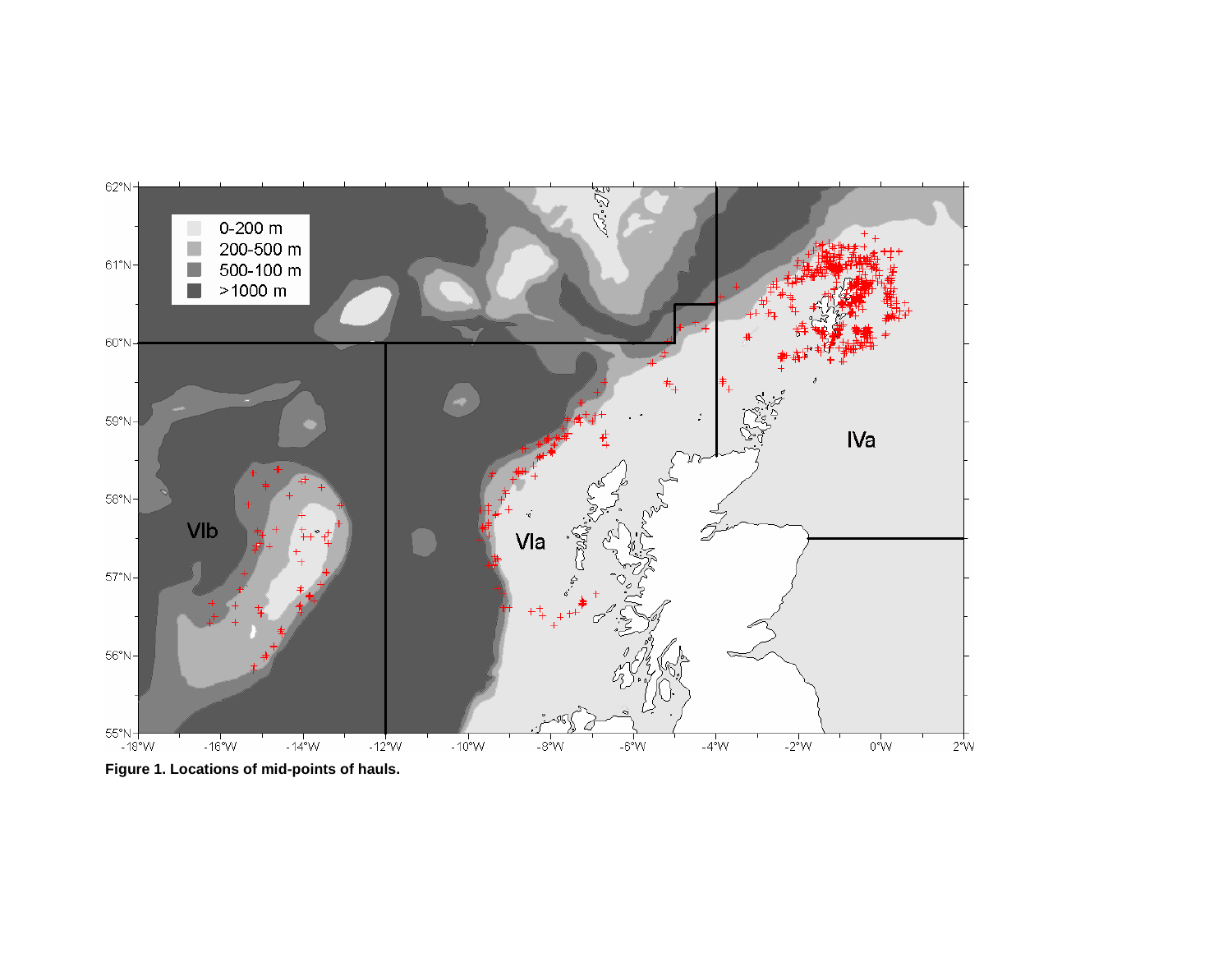**Figure 1. Locations of mid-points of hauls.**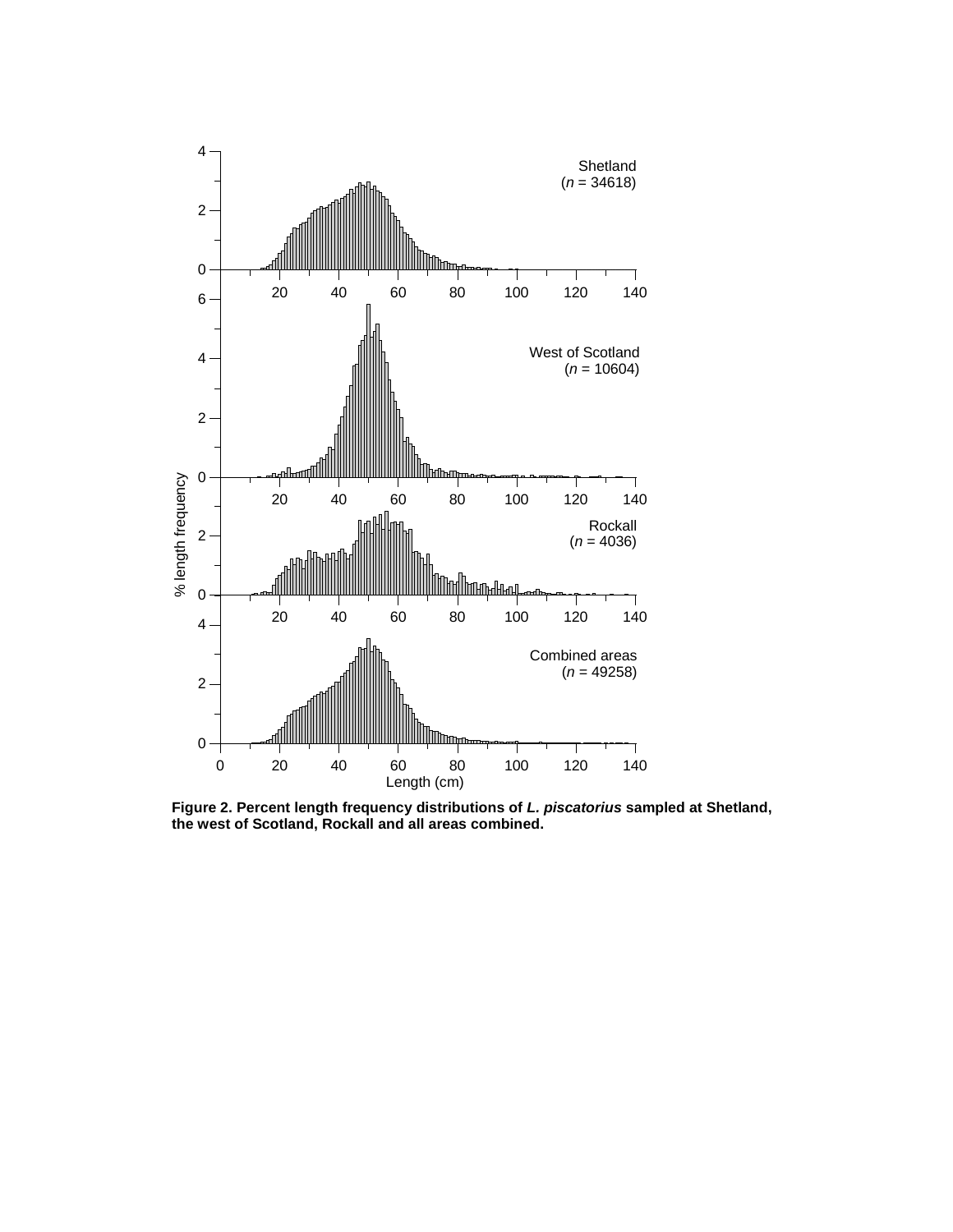**Figure 2. Percent length frequency distributions of *L. piscatorius* sampled at Shetland, the west of Scotland, Rockall and all areas combined.**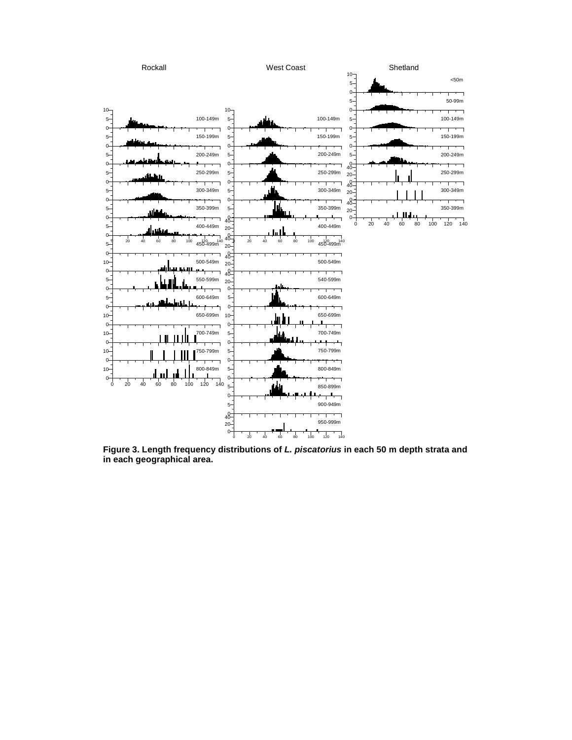**Figure 3. Length frequency distributions of *L. piscatorius* in each 50 m depth strata and in each geographical area.**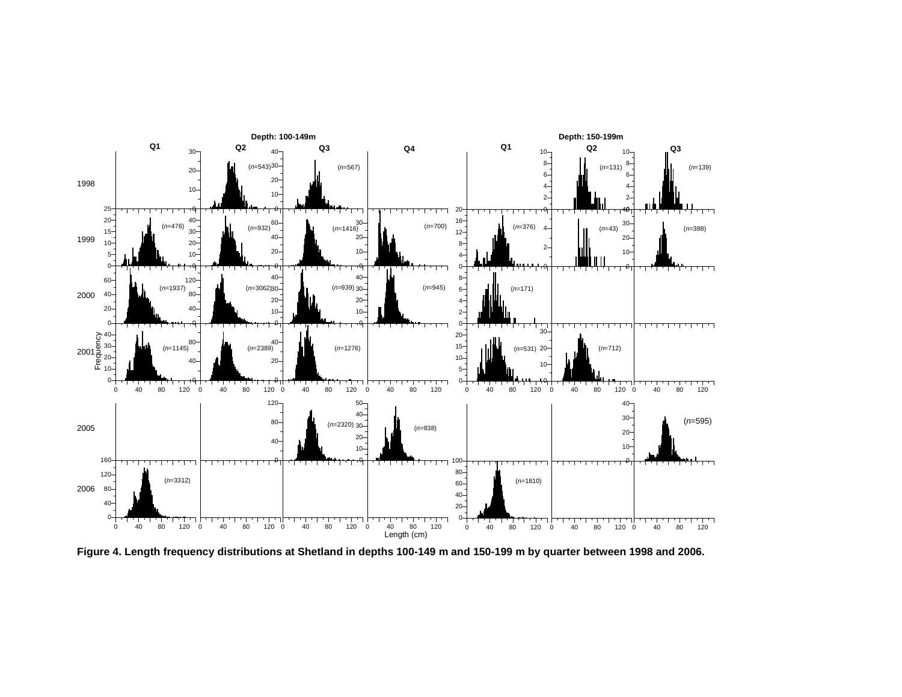**Figure 4. Length frequency distributions at Shetland in depths 100-149 m and 150-199 m by quarter between 1998 and 2006.**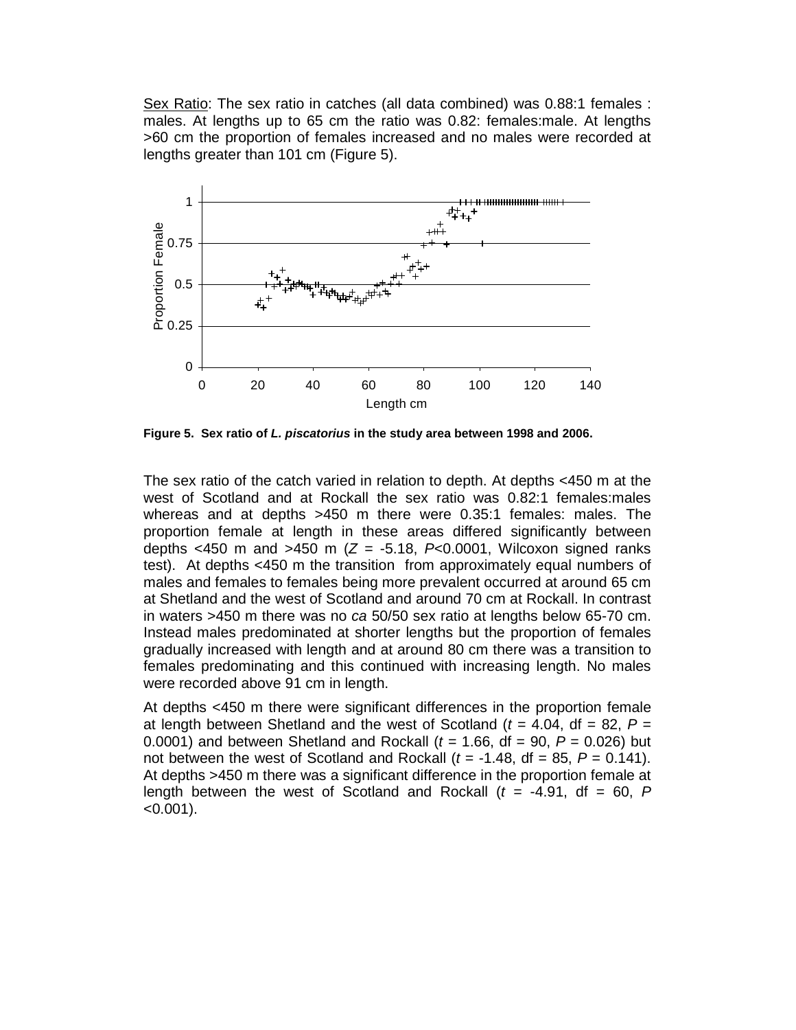Sex Ratio: The sex ratio in catches (all data combined) was 0.88:1 females : males. At lengths up to 65 cm the ratio was 0.82: females:male. At lengths >60 cm the proportion of females increased and no males were recorded at lengths greater than 101 cm (Figure 5).

**Figure 5. Sex ratio of *L. piscatorius* in the study area between 1998 and 2006.**

The sex ratio of the catch varied in relation to depth. At depths <450 m at the west of Scotland and at Rockall the sex ratio was 0.82:1 females:males whereas and at depths >450 m there were 0.35:1 females: males. The proportion female at length in these areas differed significantly between depths <450 m and >450 m ($Z$ = -5.18, $P$<0.0001, Wilcoxon signed ranks test). At depths <450 m the transition from approximately equal numbers of males and females to females being more prevalent occurred at around 65 cm at Shetland and the west of Scotland and around 70 cm at Rockall. In contrast in waters >450 m there was no *ca* 50/50 sex ratio at lengths below 65-70 cm. Instead males predominated at shorter lengths but the proportion of females gradually increased with length and at around 80 cm there was a transition to females predominating and this continued with increasing length. No males were recorded above 91 cm in length.

At depths <450 m there were significant differences in the proportion female at length between Shetland and the west of Scotland ($t$ = 4.04, df = 82, $P$ = 0.0001) and between Shetland and Rockall ($t$ = 1.66, df = 90, $P$ = 0.026) but not between the west of Scotland and Rockall ($t$ = -1.48, df = 85, $P$ = 0.141). At depths >450 m there was a significant difference in the proportion female at length between the west of Scotland and Rockall ($t$ = -4.91, df = 60, $P$ <0.001).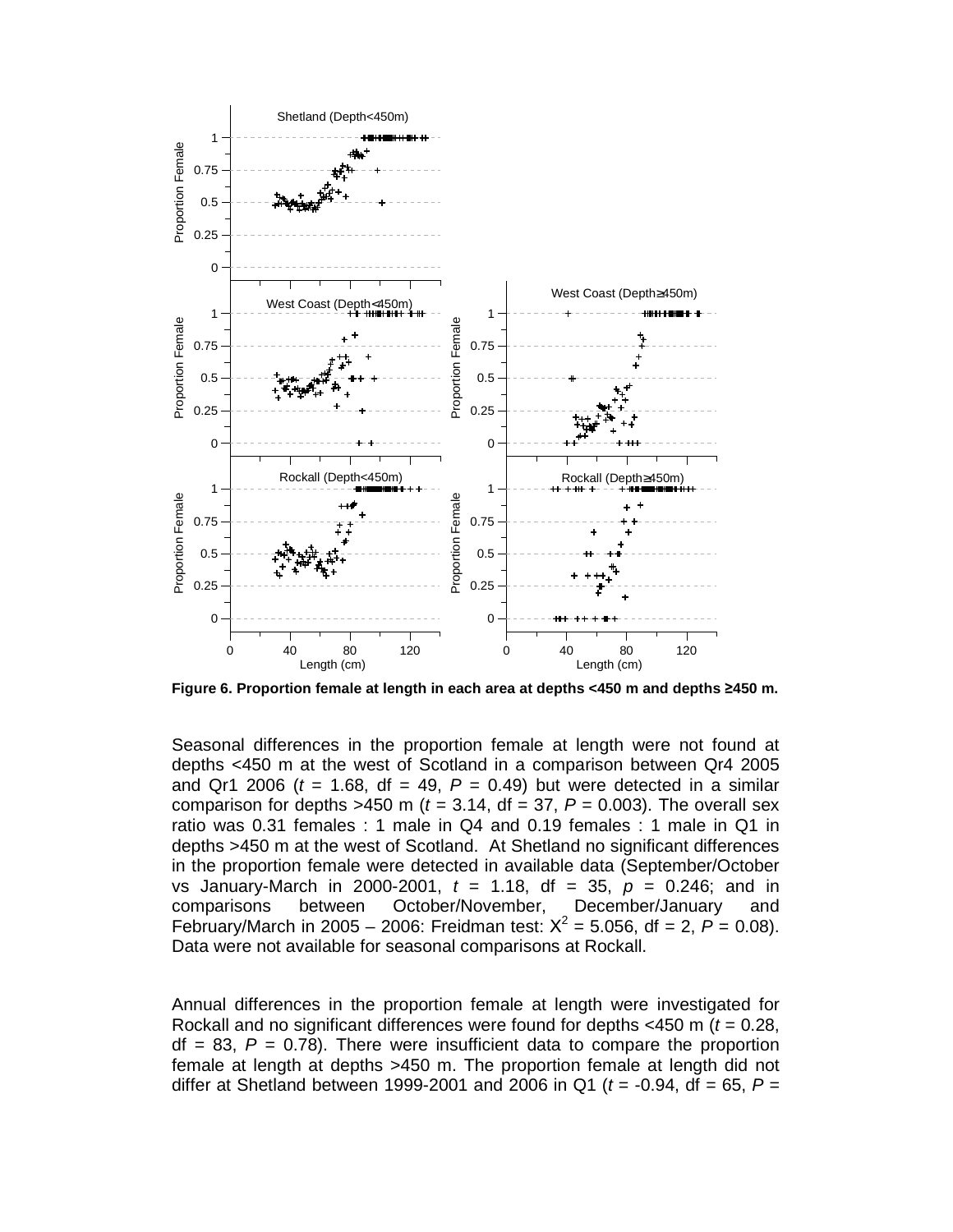Figure 6. Proportion female at length in each area at depths <450 m and depths ≥450 m.

Seasonal differences in the proportion female at length were not found at depths <450 m at the west of Scotland in a comparison between Qr4 2005 and Qr1 2006 ($t$ = 1.68, df = 49, $P$ = 0.49) but were detected in a similar comparison for depths >450 m ($t$ = 3.14, df = 37, $P$ = 0.003). The overall sex ratio was 0.31 females : 1 male in Q4 and 0.19 females : 1 male in Q1 in depths >450 m at the west of Scotland. At Shetland no significant differences in the proportion female were detected in available data (September/October vs January-March in 2000-2001, $t$ = 1.18, df = 35, $p$ = 0.246; and in comparisons between October/November, December/January and February/March in 2005 – 2006: Freidman test: $X^2$ = 5.056, df = 2, $P$ = 0.08). Data were not available for seasonal comparisons at Rockall.

Annual differences in the proportion female at length were investigated for Rockall and no significant differences were found for depths <450 m ($t$ = 0.28, df = 83, $P$ = 0.78). There were insufficient data to compare the proportion female at length at depths >450 m. The proportion female at length did not differ at Shetland between 1999-2001 and 2006 in Q1 ($t$ = -0.94, df = 65, $P$ =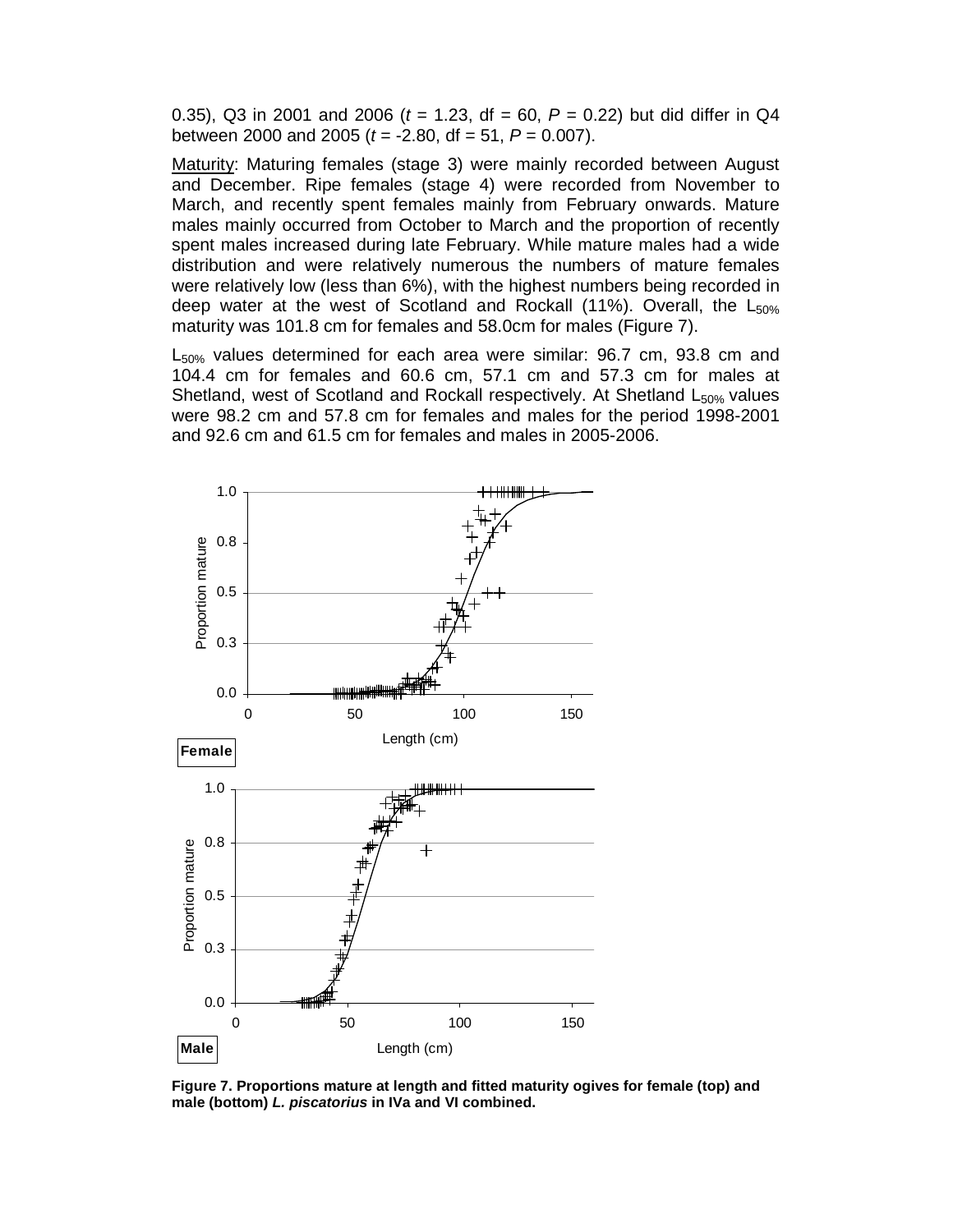0.35), Q3 in 2001 and 2006 ($t$ = 1.23, df = 60, $P$ = 0.22) but did differ in Q4 between 2000 and 2005 ($t$ = -2.80, df = 51, $P$ = 0.007).

Maturity: Maturing females (stage 3) were mainly recorded between August and December. Ripe females (stage 4) were recorded from November to March, and recently spent females mainly from February onwards. Mature males mainly occurred from October to March and the proportion of recently spent males increased during late February. While mature males had a wide distribution and were relatively numerous the numbers of mature females were relatively low (less than 6%), with the highest numbers being recorded in deep water at the west of Scotland and Rockall (11%). Overall, the $L_{50\%}$ maturity was 101.8 cm for females and 58.0cm for males (Figure 7).

$L_{50\%}$ values determined for each area were similar: 96.7 cm, 93.8 cm and 104.4 cm for females and 60.6 cm, 57.1 cm and 57.3 cm for males at Shetland, west of Scotland and Rockall respectively. At Shetland $L_{50\%}$ values were 98.2 cm and 57.8 cm for females and males for the period 1998-2001 and 92.6 cm and 61.5 cm for females and males in 2005-2006.

**Figure 7. Proportions mature at length and fitted maturity ogives for female (top) and male (bottom) *L. piscatorius* in IVa and VI combined.**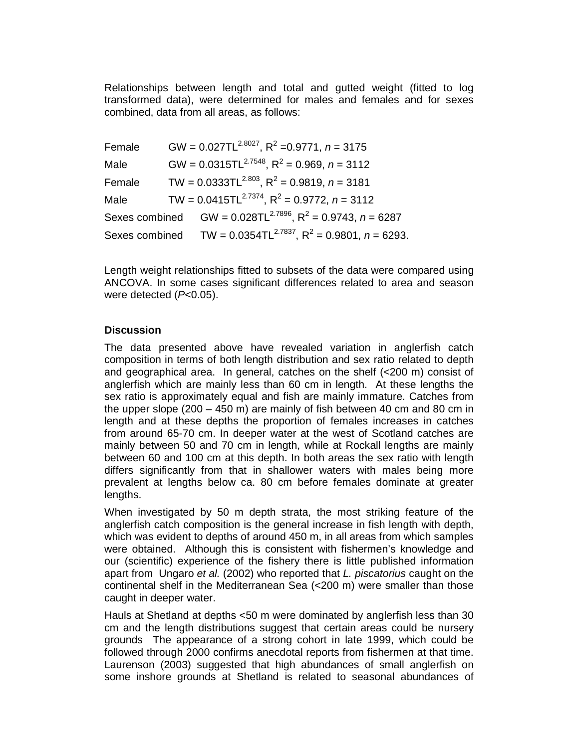Relationships between length and total and gutted weight (fitted to log transformed data), were determined for males and females and for sexes combined, data from all areas, as follows:

Female  $GW = 0.027TL^{2.8027}$, $R^2 = 0.9771$, $n = 3175$

Male  $GW = 0.0315TL^{2.7548}$, $R^2 = 0.969$, $n = 3112$

Female  $TW = 0.0333TL^{2.803}$, $R^2 = 0.9819$, $n = 3181$

Male  $TW = 0.0415TL^{2.7374}$, $R^2 = 0.9772$, $n = 3112$

Sexes combined  $GW = 0.028TL^{2.7896}$, $R^2 = 0.9743$, $n = 6287$

Sexes combined  $TW = 0.0354TL^{2.7837}$, $R^2 = 0.9801$, $n = 6293$.

Length weight relationships fitted to subsets of the data were compared using ANCOVA. In some cases significant differences related to area and season were detected ($P<0.05$).

**Discussion**

The data presented above have revealed variation in anglerfish catch composition in terms of both length distribution and sex ratio related to depth and geographical area. In general, catches on the shelf (<200 m) consist of anglerfish which are mainly less than 60 cm in length. At these lengths the sex ratio is approximately equal and fish are mainly immature. Catches from the upper slope (200 – 450 m) are mainly of fish between 40 cm and 80 cm in length and at these depths the proportion of females increases in catches from around 65-70 cm. In deeper water at the west of Scotland catches are mainly between 50 and 70 cm in length, while at Rockall lengths are mainly between 60 and 100 cm at this depth. In both areas the sex ratio with length differs significantly from that in shallower waters with males being more prevalent at lengths below ca. 80 cm before females dominate at greater lengths.

When investigated by 50 m depth strata, the most striking feature of the anglerfish catch composition is the general increase in fish length with depth, which was evident to depths of around 450 m, in all areas from which samples were obtained. Although this is consistent with fishermen's knowledge and our (scientific) experience of the fishery there is little published information apart from Ungaro *et al.* (2002) who reported that *L. piscatorius* caught on the continental shelf in the Mediterranean Sea (<200 m) were smaller than those caught in deeper water.

Hauls at Shetland at depths <50 m were dominated by anglerfish less than 30 cm and the length distributions suggest that certain areas could be nursery grounds The appearance of a strong cohort in late 1999, which could be followed through 2000 confirms anecdotal reports from fishermen at that time. Laurenson (2003) suggested that high abundances of small anglerfish on some inshore grounds at Shetland is related to seasonal abundances of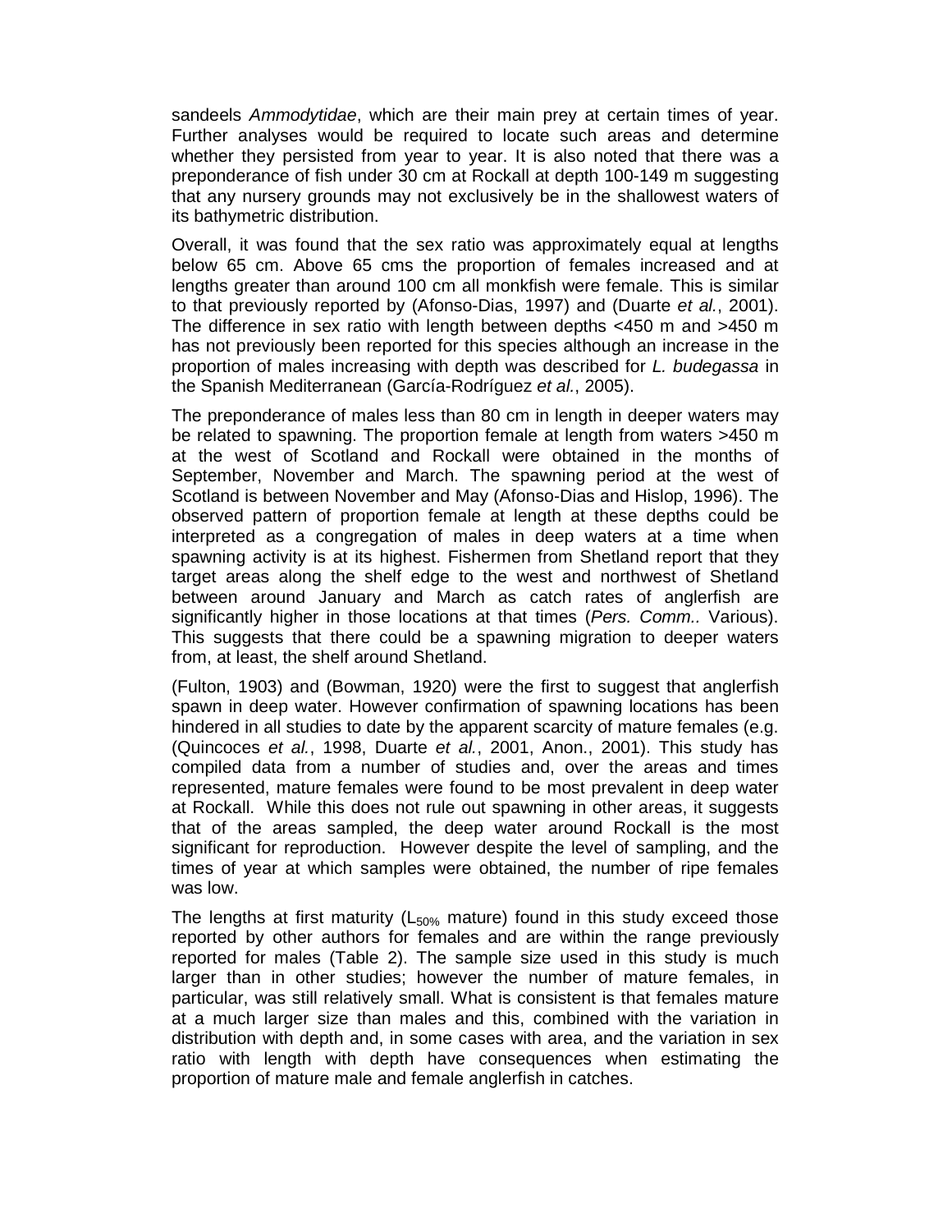sandeels *Ammodytidae*, which are their main prey at certain times of year. Further analyses would be required to locate such areas and determine whether they persisted from year to year. It is also noted that there was a preponderance of fish under 30 cm at Rockall at depth 100-149 m suggesting that any nursery grounds may not exclusively be in the shallowest waters of its bathymetric distribution.

Overall, it was found that the sex ratio was approximately equal at lengths below 65 cm. Above 65 cms the proportion of females increased and at lengths greater than around 100 cm all monkfish were female. This is similar to that previously reported by (Afonso-Dias, 1997) and (Duarte *et al.*, 2001). The difference in sex ratio with length between depths <450 m and >450 m has not previously been reported for this species although an increase in the proportion of males increasing with depth was described for *L. budegassa* in the Spanish Mediterranean (García-Rodríguez *et al.*, 2005).

The preponderance of males less than 80 cm in length in deeper waters may be related to spawning. The proportion female at length from waters >450 m at the west of Scotland and Rockall were obtained in the months of September, November and March. The spawning period at the west of Scotland is between November and May (Afonso-Dias and Hislop, 1996). The observed pattern of proportion female at length at these depths could be interpreted as a congregation of males in deep waters at a time when spawning activity is at its highest. Fishermen from Shetland report that they target areas along the shelf edge to the west and northwest of Shetland between around January and March as catch rates of anglerfish are significantly higher in those locations at that times (*Pers. Comm..* Various). This suggests that there could be a spawning migration to deeper waters from, at least, the shelf around Shetland.

(Fulton, 1903) and (Bowman, 1920) were the first to suggest that anglerfish spawn in deep water. However confirmation of spawning locations has been hindered in all studies to date by the apparent scarcity of mature females (e.g. (Quincoces *et al.*, 1998, Duarte *et al.*, 2001, Anon., 2001). This study has compiled data from a number of studies and, over the areas and times represented, mature females were found to be most prevalent in deep water at Rockall. While this does not rule out spawning in other areas, it suggests that of the areas sampled, the deep water around Rockall is the most significant for reproduction. However despite the level of sampling, and the times of year at which samples were obtained, the number of ripe females was low.

The lengths at first maturity ($L_{50\%}$ mature) found in this study exceed those reported by other authors for females and are within the range previously reported for males (Table 2). The sample size used in this study is much larger than in other studies; however the number of mature females, in particular, was still relatively small. What is consistent is that females mature at a much larger size than males and this, combined with the variation in distribution with depth and, in some cases with area, and the variation in sex ratio with length with depth have consequences when estimating the proportion of mature male and female anglerfish in catches.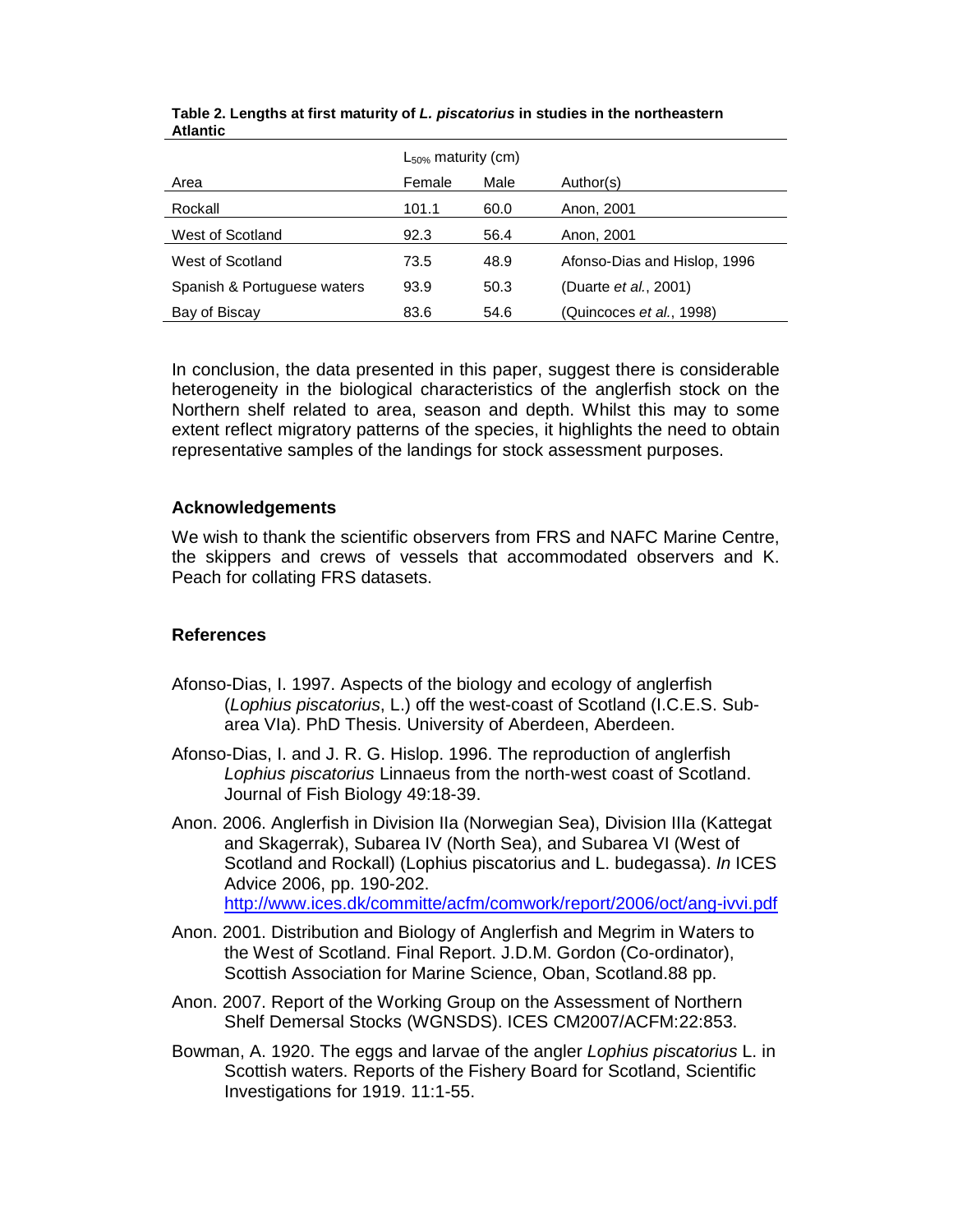**Table 2. Lengths at first maturity of *L. piscatorius* in studies in the northeastern Atlantic**

| | $L_{50\%}$ maturity (cm) | | |
|---|---|---|---|
| Area | Female | Male | Author(s) |
| Rockall | 101.1 | 60.0 | Anon, 2001 |
| West of Scotland | 92.3 | 56.4 | Anon, 2001 |
| West of Scotland | 73.5 | 48.9 | Afonso-Dias and Hislop, 1996 |
| Spanish & Portuguese waters | 93.9 | 50.3 | (Duarte *et al.*, 2001) |
| Bay of Biscay | 83.6 | 54.6 | (Quincoces *et al.*, 1998) |

In conclusion, the data presented in this paper, suggest there is considerable heterogeneity in the biological characteristics of the anglerfish stock on the Northern shelf related to area, season and depth. Whilst this may to some extent reflect migratory patterns of the species, it highlights the need to obtain representative samples of the landings for stock assessment purposes.

## Acknowledgements

We wish to thank the scientific observers from FRS and NAFC Marine Centre, the skippers and crews of vessels that accommodated observers and K. Peach for collating FRS datasets.

## References

Afonso-Dias, I. 1997. Aspects of the biology and ecology of anglerfish (*Lophius piscatorius*, L.) off the west-coast of Scotland (I.C.E.S. Sub-area VIa). PhD Thesis. University of Aberdeen, Aberdeen.

Afonso-Dias, I. and J. R. G. Hislop. 1996. The reproduction of anglerfish *Lophius piscatorius* Linnaeus from the north-west coast of Scotland. Journal of Fish Biology 49:18-39.

Anon. 2006. Anglerfish in Division IIa (Norwegian Sea), Division IIIa (Kattegat and Skagerrak), Subarea IV (North Sea), and Subarea VI (West of Scotland and Rockall) (Lophius piscatorius and L. budegassa). *In* ICES Advice 2006, pp. 190-202. http://www.ices.dk/committe/acfm/comwork/report/2006/oct/ang-ivvi.pdf

Anon. 2001. Distribution and Biology of Anglerfish and Megrim in Waters to the West of Scotland. Final Report. J.D.M. Gordon (Co-ordinator), Scottish Association for Marine Science, Oban, Scotland.88 pp.

Anon. 2007. Report of the Working Group on the Assessment of Northern Shelf Demersal Stocks (WGNSDS). ICES CM2007/ACFM:22:853.

Bowman, A. 1920. The eggs and larvae of the angler *Lophius piscatorius* L. in Scottish waters. Reports of the Fishery Board for Scotland, Scientific Investigations for 1919. 11:1-55.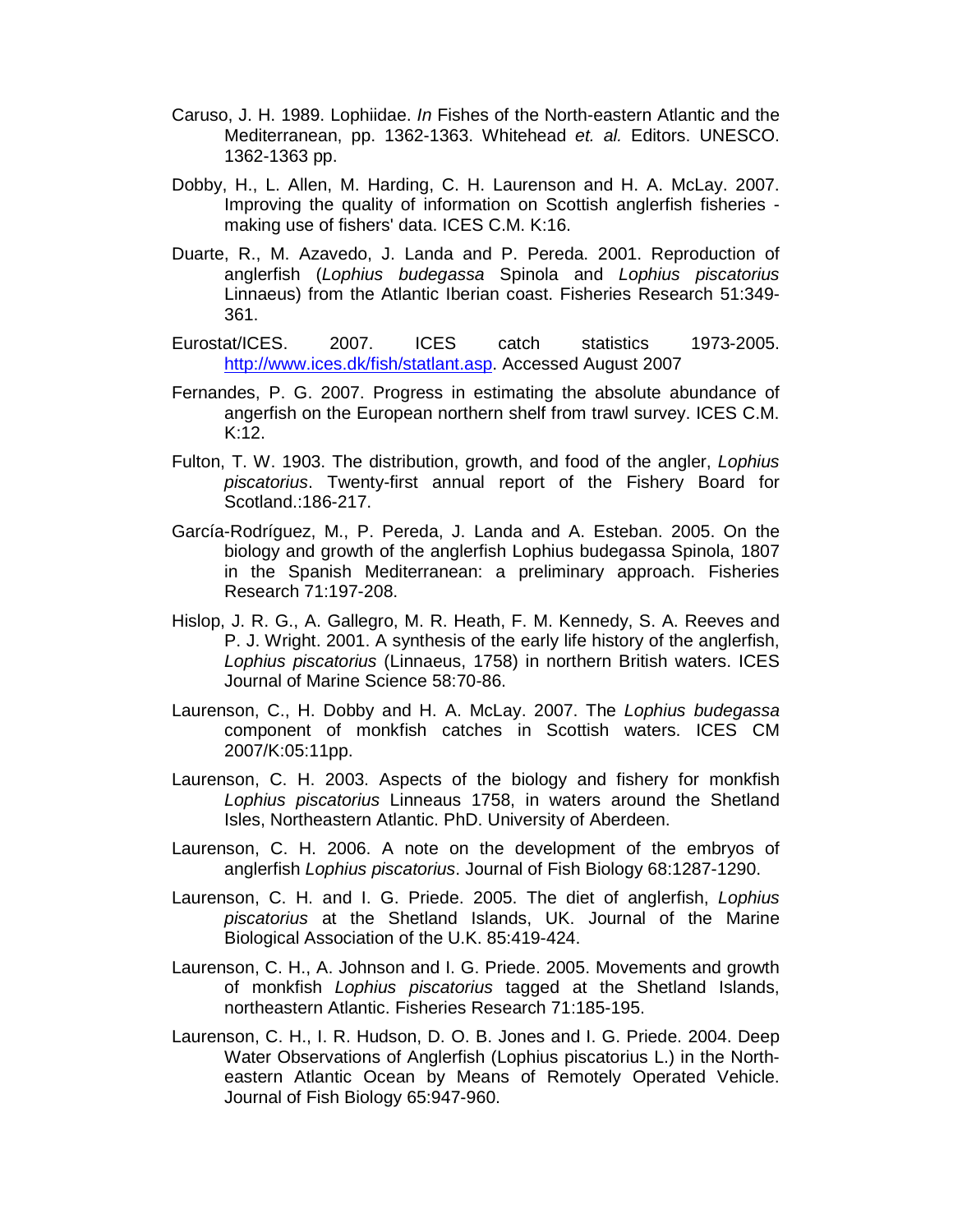Caruso, J. H. 1989. Lophiidae. *In* Fishes of the North-eastern Atlantic and the Mediterranean, pp. 1362-1363. Whitehead *et. al.* Editors. UNESCO. 1362-1363 pp.

Dobby, H., L. Allen, M. Harding, C. H. Laurenson and H. A. McLay. 2007. Improving the quality of information on Scottish anglerfish fisheries - making use of fishers' data. ICES C.M. K:16.

Duarte, R., M. Azavedo, J. Landa and P. Pereda. 2001. Reproduction of anglerfish (*Lophius budegassa* Spinola and *Lophius piscatorius* Linnaeus) from the Atlantic Iberian coast. Fisheries Research 51:349-361.

Eurostat/ICES. 2007. ICES catch statistics 1973-2005. http://www.ices.dk/fish/statlant.asp. Accessed August 2007

Fernandes, P. G. 2007. Progress in estimating the absolute abundance of angerfish on the European northern shelf from trawl survey. ICES C.M. K:12.

Fulton, T. W. 1903. The distribution, growth, and food of the angler, *Lophius piscatorius*. Twenty-first annual report of the Fishery Board for Scotland.:186-217.

García-Rodríguez, M., P. Pereda, J. Landa and A. Esteban. 2005. On the biology and growth of the anglerfish Lophius budegassa Spinola, 1807 in the Spanish Mediterranean: a preliminary approach. Fisheries Research 71:197-208.

Hislop, J. R. G., A. Gallegro, M. R. Heath, F. M. Kennedy, S. A. Reeves and P. J. Wright. 2001. A synthesis of the early life history of the anglerfish, *Lophius piscatorius* (Linnaeus, 1758) in northern British waters. ICES Journal of Marine Science 58:70-86.

Laurenson, C., H. Dobby and H. A. McLay. 2007. The *Lophius budegassa* component of monkfish catches in Scottish waters. ICES CM 2007/K:05:11pp.

Laurenson, C. H. 2003. Aspects of the biology and fishery for monkfish *Lophius piscatorius* Linneaus 1758, in waters around the Shetland Isles, Northeastern Atlantic. PhD. University of Aberdeen.

Laurenson, C. H. 2006. A note on the development of the embryos of anglerfish *Lophius piscatorius*. Journal of Fish Biology 68:1287-1290.

Laurenson, C. H. and I. G. Priede. 2005. The diet of anglerfish, *Lophius piscatorius* at the Shetland Islands, UK. Journal of the Marine Biological Association of the U.K. 85:419-424.

Laurenson, C. H., A. Johnson and I. G. Priede. 2005. Movements and growth of monkfish *Lophius piscatorius* tagged at the Shetland Islands, northeastern Atlantic. Fisheries Research 71:185-195.

Laurenson, C. H., I. R. Hudson, D. O. B. Jones and I. G. Priede. 2004. Deep Water Observations of Anglerfish (Lophius piscatorius L.) in the North-eastern Atlantic Ocean by Means of Remotely Operated Vehicle. Journal of Fish Biology 65:947-960.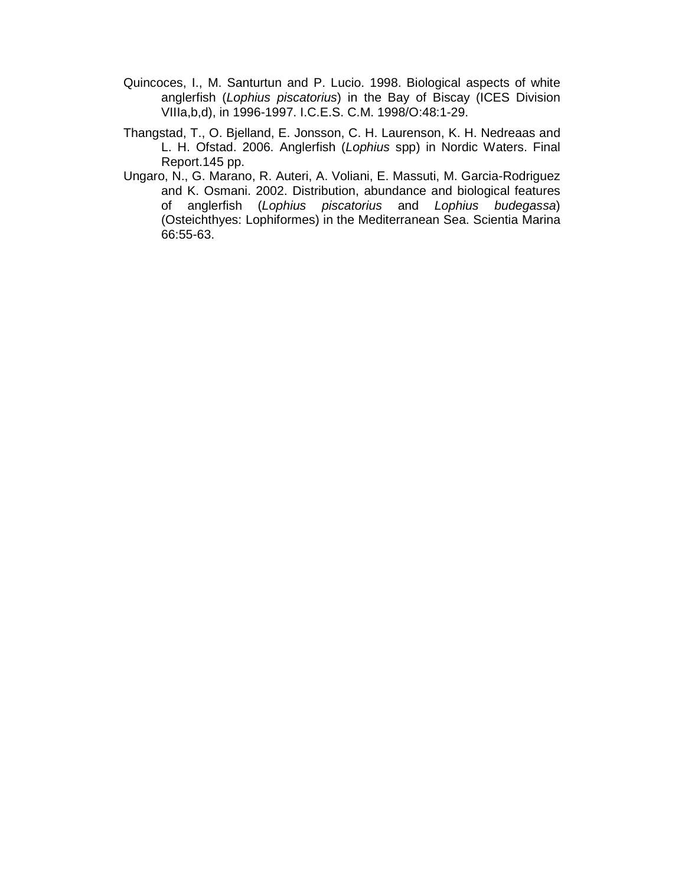Quincoces, I., M. Santurtun and P. Lucio. 1998. Biological aspects of white anglerfish (*Lophius piscatorius*) in the Bay of Biscay (ICES Division VIIIa,b,d), in 1996-1997. I.C.E.S. C.M. 1998/O:48:1-29.

Thangstad, T., O. Bjelland, E. Jonsson, C. H. Laurenson, K. H. Nedreaas and L. H. Ofstad. 2006. Anglerfish (*Lophius* spp) in Nordic Waters. Final Report.145 pp.

Ungaro, N., G. Marano, R. Auteri, A. Voliani, E. Massuti, M. Garcia-Rodriguez and K. Osmani. 2002. Distribution, abundance and biological features of anglerfish (*Lophius piscatorius* and *Lophius budegassa*) (Osteichthyes: Lophiformes) in the Mediterranean Sea. Scientia Marina 66:55-63.